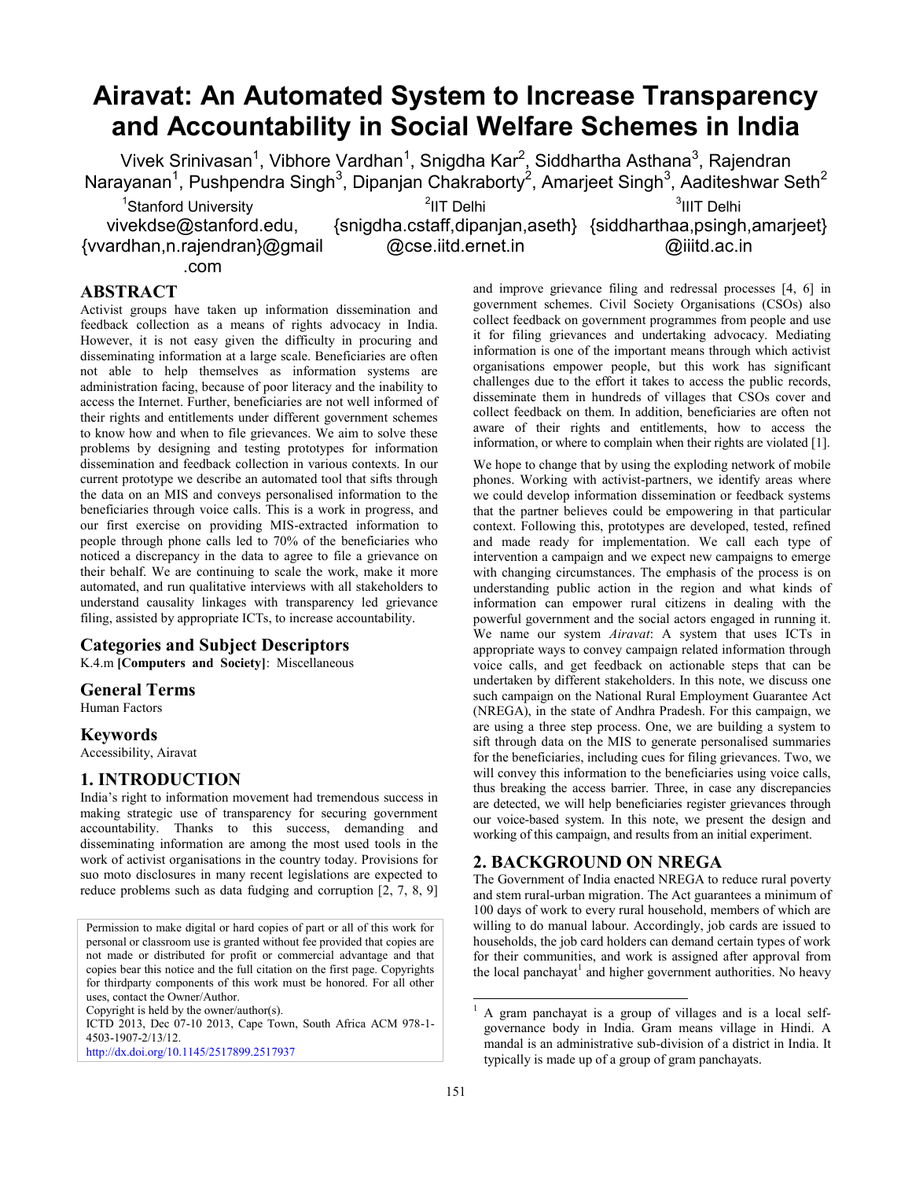# Airavat: An Automated System to Increase Transparency and Accountability in Social Welfare Schemes in India

Vivek Srinivasan[1], Vibhore Vardhan[1], Snigdha Kar[2], Siddhartha Asthana[3], Rajendran Narayanan[1], Pushpendra Singh[3], Dipanjan Chakraborty[2], Amarjeet Singh[3], Aaditeshwar Seth[2]

[1]Stanford University
vivekdse@stanford.edu,
{vvardhan,n.rajendran}@gmail.com

[2]IIT Delhi
{snigdha.cstaff,dipanjan,aseth}@cse.iitd.ernet.in

[3]IIIT Delhi
{siddharthaa,psingh,amarjeet}@iiitd.ac.in

## ABSTRACT

Activist groups have taken up information dissemination and feedback collection as a means of rights advocacy in India. However, it is not easy given the difficulty in procuring and disseminating information at a large scale. Beneficiaries are often not able to help themselves as information systems are administration facing, because of poor literacy and the inability to access the Internet. Further, beneficiaries are not well informed of their rights and entitlements under different government schemes to know how and when to file grievances. We aim to solve these problems by designing and testing prototypes for information dissemination and feedback collection in various contexts. In our current prototype we describe an automated tool that sifts through the data on an MIS and conveys personalised information to the beneficiaries through voice calls. This is a work in progress, and our first exercise on providing MIS-extracted information to people through phone calls led to 70% of the beneficiaries who noticed a discrepancy in the data to agree to file a grievance on their behalf. We are continuing to scale the work, make it more automated, and run qualitative interviews with all stakeholders to understand causality linkages with transparency led grievance filing, assisted by appropriate ICTs, to increase accountability.

## Categories and Subject Descriptors

K.4.m **[Computers and Society]**: Miscellaneous

## General Terms

Human Factors

## Keywords

Accessibility, Airavat

## 1. INTRODUCTION

India's right to information movement had tremendous success in making strategic use of transparency for securing government accountability. Thanks to this success, demanding and disseminating information are among the most used tools in the work of activist organisations in the country today. Provisions for suo moto disclosures in many recent legislations are expected to reduce problems such as data fudging and corruption [2, 7, 8, 9] and improve grievance filing and redressal processes [4, 6] in government schemes. Civil Society Organisations (CSOs) also collect feedback on government programmes from people and use it for filing grievances and undertaking advocacy. Mediating information is one of the important means through which activist organisations empower people, but this work has significant challenges due to the effort it takes to access the public records, disseminate them in hundreds of villages that CSOs cover and collect feedback on them. In addition, beneficiaries are often not aware of their rights and entitlements, how to access the information, or where to complain when their rights are violated [1].

We hope to change that by using the exploding network of mobile phones. Working with activist-partners, we identify areas where we could develop information dissemination or feedback systems that the partner believes could be empowering in that particular context. Following this, prototypes are developed, tested, refined and made ready for implementation. We call each type of intervention a campaign and we expect new campaigns to emerge with changing circumstances. The emphasis of the process is on understanding public action in the region and what kinds of information can empower rural citizens in dealing with the powerful government and the social actors engaged in running it. We name our system *Airavat*: A system that uses ICTs in appropriate ways to convey campaign related information through voice calls, and get feedback on actionable steps that can be undertaken by different stakeholders. In this note, we discuss one such campaign on the National Rural Employment Guarantee Act (NREGA), in the state of Andhra Pradesh. For this campaign, we are using a three step process. One, we are building a system to sift through data on the MIS to generate personalised summaries for the beneficiaries, including cues for filing grievances. Two, we will convey this information to the beneficiaries using voice calls, thus breaking the access barrier. Three, in case any discrepancies are detected, we will help beneficiaries register grievances through our voice-based system. In this note, we present the design and working of this campaign, and results from an initial experiment.

## 2. BACKGROUND ON NREGA

The Government of India enacted NREGA to reduce rural poverty and stem rural-urban migration. The Act guarantees a minimum of 100 days of work to every rural household, members of which are willing to do manual labour. Accordingly, job cards are issued to households, the job card holders can demand certain types of work for their communities, and work is assigned after approval from the local panchayat[1] and higher government authorities. No heavy

[1] A gram panchayat is a group of villages and is a local self-governance body in India. Gram means village in Hindi. A mandal is an administrative sub-division of a district in India. It typically is made up of a group of gram panchayats.

Permission to make digital or hard copies of part or all of this work for personal or classroom use is granted without fee provided that copies are not made or distributed for profit or commercial advantage and that copies bear this notice and the full citation on the first page. Copyrights for thirdparty components of this work must be honored. For all other uses, contact the Owner/Author.
Copyright is held by the owner/author(s).
ICTD 2013, Dec 07-10 2013, Cape Town, South Africa ACM 978-1-4503-1907-2/13/12.
http://dx.doi.org/10.1145/2517899.2517937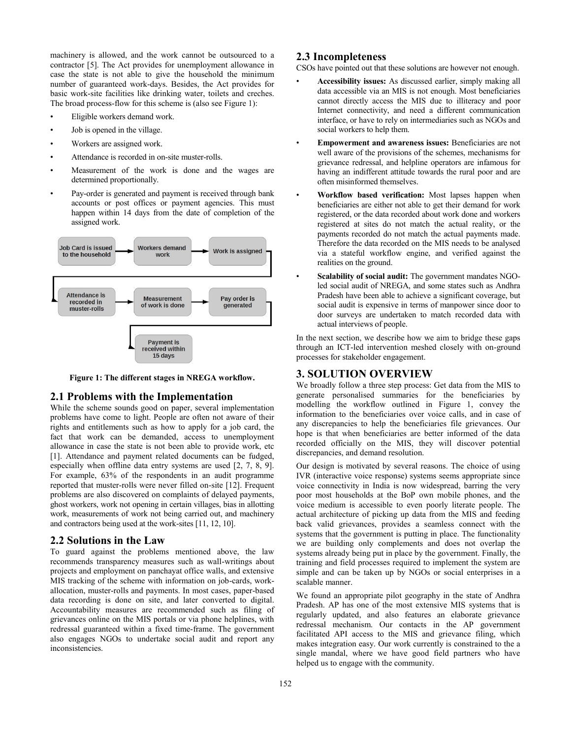machinery is allowed, and the work cannot be outsourced to a contractor [5]. The Act provides for unemployment allowance in case the state is not able to give the household the minimum number of guaranteed work-days. Besides, the Act provides for basic work-site facilities like drinking water, toilets and creches. The broad process-flow for this scheme is (also see Figure 1):

- Eligible workers demand work.
- Job is opened in the village.
- Workers are assigned work.
- Attendance is recorded in on-site muster-rolls.
- Measurement of the work is done and the wages are determined proportionally.
- Pay-order is generated and payment is received through bank accounts or post offices or payment agencies. This must happen within 14 days from the date of completion of the assigned work.

Job Card is issued to the household
Workers demand work
Work is assigned
Attendance is recorded in muster-rolls
Measurement of work is done
Pay order is generated
Payment is received within 15 days

**Figure 1: The different stages in NREGA workflow.**

## 2.1 Problems with the Implementation

While the scheme sounds good on paper, several implementation problems have come to light. People are often not aware of their rights and entitlements such as how to apply for a job card, the fact that work can be demanded, access to unemployment allowance in case the state is not been able to provide work, etc [1]. Attendance and payment related documents can be fudged, especially when offline data entry systems are used [2, 7, 8, 9]. For example, 63% of the respondents in an audit programme reported that muster-rolls were never filled on-site [12]. Frequent problems are also discovered on complaints of delayed payments, ghost workers, work not opening in certain villages, bias in allotting work, measurements of work not being carried out, and machinery and contractors being used at the work-sites [11, 12, 10].

## 2.2 Solutions in the Law

To guard against the problems mentioned above, the law recommends transparency measures such as wall-writings about projects and employment on panchayat office walls, and extensive MIS tracking of the scheme with information on job-cards, work-allocation, muster-rolls and payments. In most cases, paper-based data recording is done on site, and later converted to digital. Accountability measures are recommended such as filing of grievances online on the MIS portals or via phone helplines, with redressal guaranteed within a fixed time-frame. The government also engages NGOs to undertake social audit and report any inconsistencies.

## 2.3 Incompleteness

CSOs have pointed out that these solutions are however not enough.

- **Accessibility issues:** As discussed earlier, simply making all data accessible via an MIS is not enough. Most beneficiaries cannot directly access the MIS due to illiteracy and poor Internet connectivity, and need a different communication interface, or have to rely on intermediaries such as NGOs and social workers to help them.
- **Empowerment and awareness issues:** Beneficiaries are not well aware of the provisions of the schemes, mechanisms for grievance redressal, and helpline operators are infamous for having an indifferent attitude towards the rural poor and are often misinformed themselves.
- **Workflow based verification:** Most lapses happen when beneficiaries are either not able to get their demand for work registered, or the data recorded about work done and workers registered at sites do not match the actual reality, or the payments recorded do not match the actual payments made. Therefore the data recorded on the MIS needs to be analysed via a stateful workflow engine, and verified against the realities on the ground.
- **Scalability of social audit:** The government mandates NGO-led social audit of NREGA, and some states such as Andhra Pradesh have been able to achieve a significant coverage, but social audit is expensive in terms of manpower since door to door surveys are undertaken to match recorded data with actual interviews of people.

In the next section, we describe how we aim to bridge these gaps through an ICT-led intervention meshed closely with on-ground processes for stakeholder engagement.

# 3. SOLUTION OVERVIEW

We broadly follow a three step process: Get data from the MIS to generate personalised summaries for the beneficiaries by modelling the workflow outlined in Figure 1, convey the information to the beneficiaries over voice calls, and in case of any discrepancies to help the beneficiaries file grievances. Our hope is that when beneficiaries are better informed of the data recorded officially on the MIS, they will discover potential discrepancies, and demand resolution.

Our design is motivated by several reasons. The choice of using IVR (interactive voice response) systems seems appropriate since voice connectivity in India is now widespread, barring the very poor most households at the BoP own mobile phones, and the voice medium is accessible to even poorly literate people. The actual architecture of picking up data from the MIS and feeding back valid grievances, provides a seamless connect with the systems that the government is putting in place. The functionality we are building only complements and does not overlap the systems already being put in place by the government. Finally, the training and field processes required to implement the system are simple and can be taken up by NGOs or social enterprises in a scalable manner.

We found an appropriate pilot geography in the state of Andhra Pradesh. AP has one of the most extensive MIS systems that is regularly updated, and also features an elaborate grievance redressal mechanism. Our contacts in the AP government facilitated API access to the MIS and grievance filing, which makes integration easy. Our work currently is constrained to the a single mandal, where we have good field partners who have helped us to engage with the community.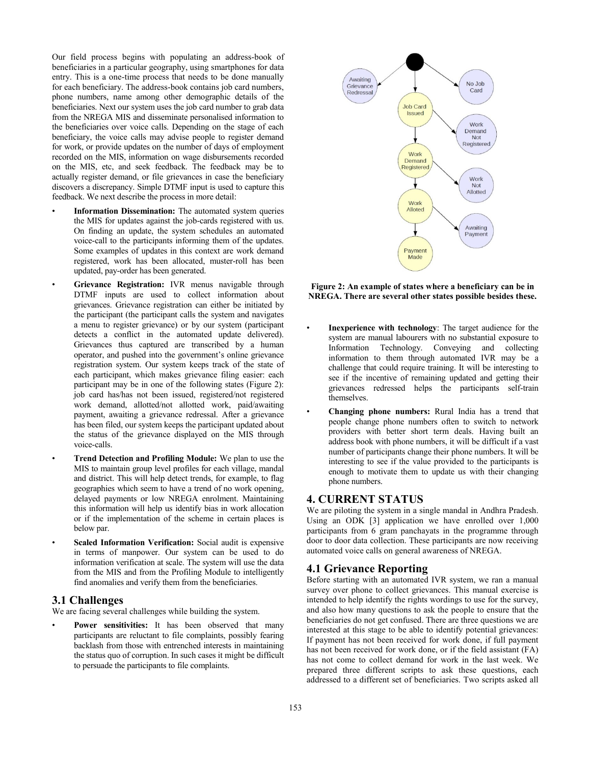Our field process begins with populating an address-book of beneficiaries in a particular geography, using smartphones for data entry. This is a one-time process that needs to be done manually for each beneficiary. The address-book contains job card numbers, phone numbers, name among other demographic details of the beneficiaries. Next our system uses the job card number to grab data from the NREGA MIS and disseminate personalised information to the beneficiaries over voice calls. Depending on the stage of each beneficiary, the voice calls may advise people to register demand for work, or provide updates on the number of days of employment recorded on the MIS, information on wage disbursements recorded on the MIS, etc, and seek feedback. The feedback may be to actually register demand, or file grievances in case the beneficiary discovers a discrepancy. Simple DTMF input is used to capture this feedback. We next describe the process in more detail:

- **Information Dissemination:** The automated system queries the MIS for updates against the job-cards registered with us. On finding an update, the system schedules an automated voice-call to the participants informing them of the updates. Some examples of updates in this context are work demand registered, work has been allocated, muster-roll has been updated, pay-order has been generated.
- **Grievance Registration:** IVR menus navigable through DTMF inputs are used to collect information about grievances. Grievance registration can either be initiated by the participant (the participant calls the system and navigates a menu to register grievance) or by our system (participant detects a conflict in the automated update delivered). Grievances thus captured are transcribed by a human operator, and pushed into the government's online grievance registration system. Our system keeps track of the state of each participant, which makes grievance filing easier: each participant may be in one of the following states (Figure 2): job card has/has not been issued, registered/not registered work demand, allotted/not allotted work, paid/awaiting payment, awaiting a grievance redressal. After a grievance has been filed, our system keeps the participant updated about the status of the grievance displayed on the MIS through voice-calls.
- **Trend Detection and Profiling Module:** We plan to use the MIS to maintain group level profiles for each village, mandal and district. This will help detect trends, for example, to flag geographies which seem to have a trend of no work opening, delayed payments or low NREGA enrolment. Maintaining this information will help us identify bias in work allocation or if the implementation of the scheme in certain places is below par.
- **Scaled Information Verification:** Social audit is expensive in terms of manpower. Our system can be used to do information verification at scale. The system will use the data from the MIS and from the Profiling Module to intelligently find anomalies and verify them from the beneficiaries.

## 3.1 Challenges

We are facing several challenges while building the system.

- **Power sensitivities:** It has been observed that many participants are reluctant to file complaints, possibly fearing backlash from those with entrenched interests in maintaining the status quo of corruption. In such cases it might be difficult to persuade the participants to file complaints.

Awaiting Grievance Redressal
No Job Card
Job Card Issued
Work Demand Not Registered
Work Demand Registered
Work Not Allotted
Work Alloted
Awaiting Payment
Payment Made

**Figure 2: An example of states where a beneficiary can be in NREGA. There are several other states possible besides these.**

- **Inexperience with technology**: The target audience for the system are manual labourers with no substantial exposure to Information Technology. Conveying and collecting information to them through automated IVR may be a challenge that could require training. It will be interesting to see if the incentive of remaining updated and getting their grievances redressed helps the participants self-train themselves.
- **Changing phone numbers:** Rural India has a trend that people change phone numbers often to switch to network providers with better short term deals. Having built an address book with phone numbers, it will be difficult if a vast number of participants change their phone numbers. It will be interesting to see if the value provided to the participants is enough to motivate them to update us with their changing phone numbers.

# 4. CURRENT STATUS

We are piloting the system in a single mandal in Andhra Pradesh. Using an ODK [3] application we have enrolled over 1,000 participants from 6 gram panchayats in the programme through door to door data collection. These participants are now receiving automated voice calls on general awareness of NREGA.

## 4.1 Grievance Reporting

Before starting with an automated IVR system, we ran a manual survey over phone to collect grievances. This manual exercise is intended to help identify the rights wordings to use for the survey, and also how many questions to ask the people to ensure that the beneficiaries do not get confused. There are three questions we are interested at this stage to be able to identify potential grievances: If payment has not been received for work done, if full payment has not been received for work done, or if the field assistant (FA) has not come to collect demand for work in the last week. We prepared three different scripts to ask these questions, each addressed to a different set of beneficiaries. Two scripts asked all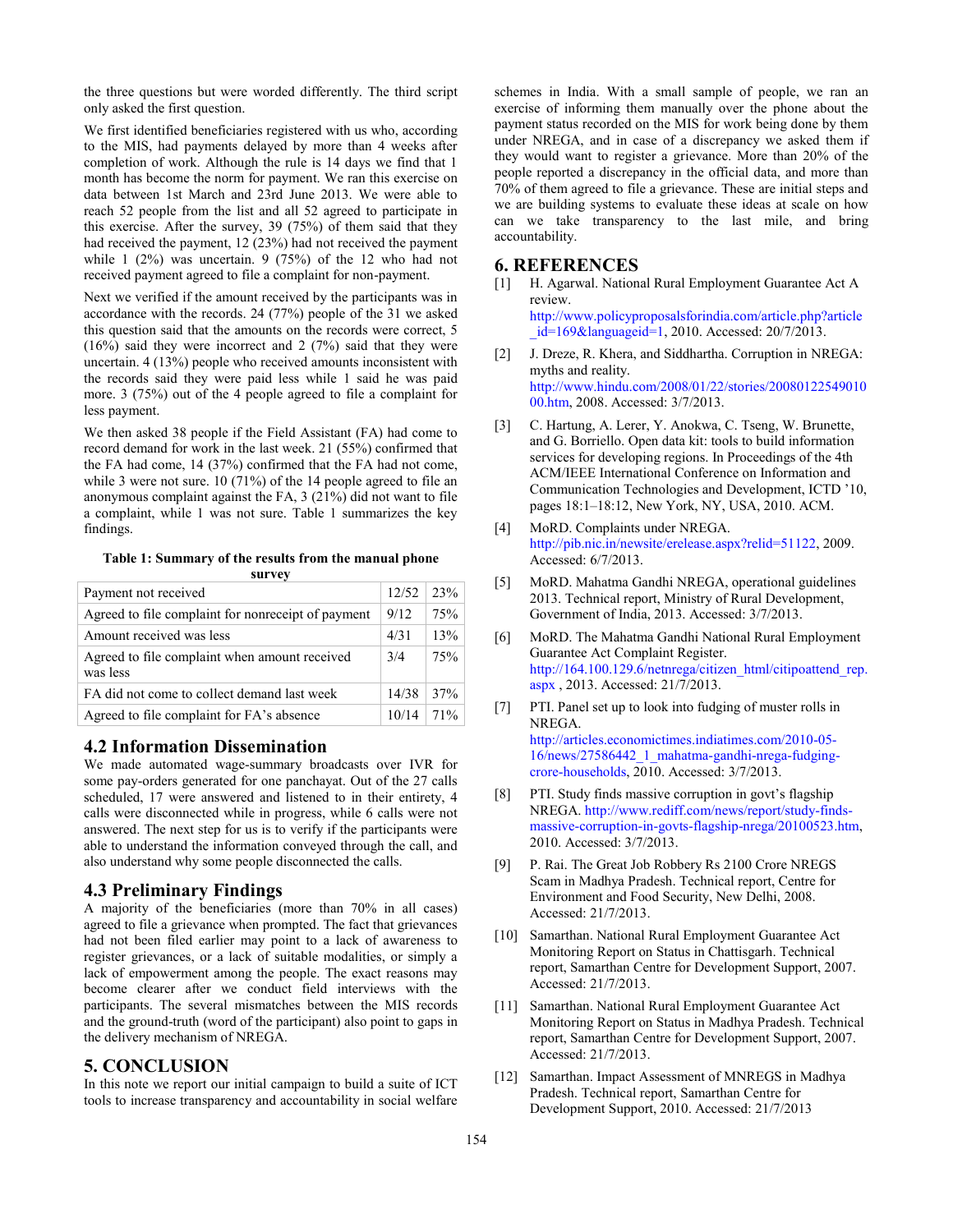the three questions but were worded differently. The third script only asked the first question.

We first identified beneficiaries registered with us who, according to the MIS, had payments delayed by more than 4 weeks after completion of work. Although the rule is 14 days we find that 1 month has become the norm for payment. We ran this exercise on data between 1st March and 23rd June 2013. We were able to reach 52 people from the list and all 52 agreed to participate in this exercise. After the survey, 39 (75%) of them said that they had received the payment, 12 (23%) had not received the payment while 1 (2%) was uncertain. 9 (75%) of the 12 who had not received payment agreed to file a complaint for non-payment.

Next we verified if the amount received by the participants was in accordance with the records. 24 (77%) people of the 31 we asked this question said that the amounts on the records were correct, 5 (16%) said they were incorrect and 2 (7%) said that they were uncertain. 4 (13%) people who received amounts inconsistent with the records said they were paid less while 1 said he was paid more. 3 (75%) out of the 4 people agreed to file a complaint for less payment.

We then asked 38 people if the Field Assistant (FA) had come to record demand for work in the last week. 21 (55%) confirmed that the FA had come, 14 (37%) confirmed that the FA had not come, while 3 were not sure. 10 (71%) of the 14 people agreed to file an anonymous complaint against the FA, 3 (21%) did not want to file a complaint, while 1 was not sure. Table 1 summarizes the key findings.

**Table 1: Summary of the results from the manual phone survey**

| | | |
|---|---|---|
| Payment not received | 12/52 | 23% |
| Agreed to file complaint for nonreceipt of payment | 9/12 | 75% |
| Amount received was less | 4/31 | 13% |
| Agreed to file complaint when amount received was less | 3/4 | 75% |
| FA did not come to collect demand last week | 14/38 | 37% |
| Agreed to file complaint for FA's absence | 10/14 | 71% |

## 4.2 Information Dissemination

We made automated wage-summary broadcasts over IVR for some pay-orders generated for one panchayat. Out of the 27 calls scheduled, 17 were answered and listened to in their entirety, 4 calls were disconnected while in progress, while 6 calls were not answered. The next step for us is to verify if the participants were able to understand the information conveyed through the call, and also understand why some people disconnected the calls.

## 4.3 Preliminary Findings

A majority of the beneficiaries (more than 70% in all cases) agreed to file a grievance when prompted. The fact that grievances had not been filed earlier may point to a lack of awareness to register grievances, or a lack of suitable modalities, or simply a lack of empowerment among the people. The exact reasons may become clearer after we conduct field interviews with the participants. The several mismatches between the MIS records and the ground-truth (word of the participant) also point to gaps in the delivery mechanism of NREGA.

# 5. CONCLUSION

In this note we report our initial campaign to build a suite of ICT tools to increase transparency and accountability in social welfare schemes in India. With a small sample of people, we ran an exercise of informing them manually over the phone about the payment status recorded on the MIS for work being done by them under NREGA, and in case of a discrepancy we asked them if they would want to register a grievance. More than 20% of the people reported a discrepancy in the official data, and more than 70% of them agreed to file a grievance. These are initial steps and we are building systems to evaluate these ideas at scale on how can we take transparency to the last mile, and bring accountability.

# 6. REFERENCES

[1] H. Agarwal. National Rural Employment Guarantee Act A review. http://www.policyproposalsforindia.com/article.php?article_id=169&languageid=1, 2010. Accessed: 20/7/2013.

[2] J. Dreze, R. Khera, and Siddhartha. Corruption in NREGA: myths and reality. http://www.hindu.com/2008/01/22/stories/2008012254901000.htm, 2008. Accessed: 3/7/2013.

[3] C. Hartung, A. Lerer, Y. Anokwa, C. Tseng, W. Brunette, and G. Borriello. Open data kit: tools to build information services for developing regions. In Proceedings of the 4th ACM/IEEE International Conference on Information and Communication Technologies and Development, ICTD '10, pages 18:1–18:12, New York, NY, USA, 2010. ACM.

[4] MoRD. Complaints under NREGA. http://pib.nic.in/newsite/erelease.aspx?relid=51122, 2009. Accessed: 6/7/2013.

[5] MoRD. Mahatma Gandhi NREGA, operational guidelines 2013. Technical report, Ministry of Rural Development, Government of India, 2013. Accessed: 3/7/2013.

[6] MoRD. The Mahatma Gandhi National Rural Employment Guarantee Act Complaint Register. http://164.100.129.6/netnrega/citizen_html/citipoattend_rep.aspx , 2013. Accessed: 21/7/2013.

[7] PTI. Panel set up to look into fudging of muster rolls in NREGA. http://articles.economictimes.indiatimes.com/2010-05-16/news/27586442_1_mahatma-gandhi-nrega-fudging-crore-households, 2010. Accessed: 3/7/2013.

[8] PTI. Study finds massive corruption in govt's flagship NREGA. http://www.rediff.com/news/report/study-finds-massive-corruption-in-govts-flagship-nrega/20100523.htm, 2010. Accessed: 3/7/2013.

[9] P. Rai. The Great Job Robbery Rs 2100 Crore NREGS Scam in Madhya Pradesh. Technical report, Centre for Environment and Food Security, New Delhi, 2008. Accessed: 21/7/2013.

[10] Samarthan. National Rural Employment Guarantee Act Monitoring Report on Status in Chattisgarh. Technical report, Samarthan Centre for Development Support, 2007. Accessed: 21/7/2013.

[11] Samarthan. National Rural Employment Guarantee Act Monitoring Report on Status in Madhya Pradesh. Technical report, Samarthan Centre for Development Support, 2007. Accessed: 21/7/2013.

[12] Samarthan. Impact Assessment of MNREGS in Madhya Pradesh. Technical report, Samarthan Centre for Development Support, 2010. Accessed: 21/7/2013